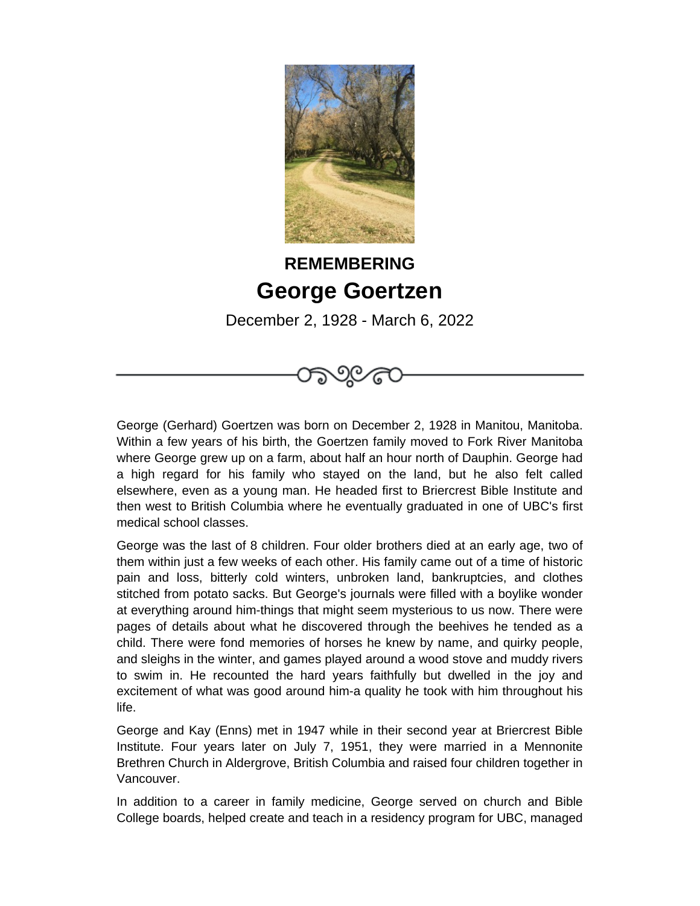**REMEMBERING**

# George Goertzen

December 2, 1928 - March 6, 2022

George (Gerhard) Goertzen was born on December 2, 1928 in Manitou, Manitoba. Within a few years of his birth, the Goertzen family moved to Fork River Manitoba where George grew up on a farm, about half an hour north of Dauphin. George had a high regard for his family who stayed on the land, but he also felt called elsewhere, even as a young man. He headed first to Briercrest Bible Institute and then west to British Columbia where he eventually graduated in one of UBC's first medical school classes.

George was the last of 8 children. Four older brothers died at an early age, two of them within just a few weeks of each other. His family came out of a time of historic pain and loss, bitterly cold winters, unbroken land, bankruptcies, and clothes stitched from potato sacks. But George's journals were filled with a boylike wonder at everything around him-things that might seem mysterious to us now. There were pages of details about what he discovered through the beehives he tended as a child. There were fond memories of horses he knew by name, and quirky people, and sleighs in the winter, and games played around a wood stove and muddy rivers to swim in. He recounted the hard years faithfully but dwelled in the joy and excitement of what was good around him-a quality he took with him throughout his life.

George and Kay (Enns) met in 1947 while in their second year at Briercrest Bible Institute. Four years later on July 7, 1951, they were married in a Mennonite Brethren Church in Aldergrove, British Columbia and raised four children together in Vancouver.

In addition to a career in family medicine, George served on church and Bible College boards, helped create and teach in a residency program for UBC, managed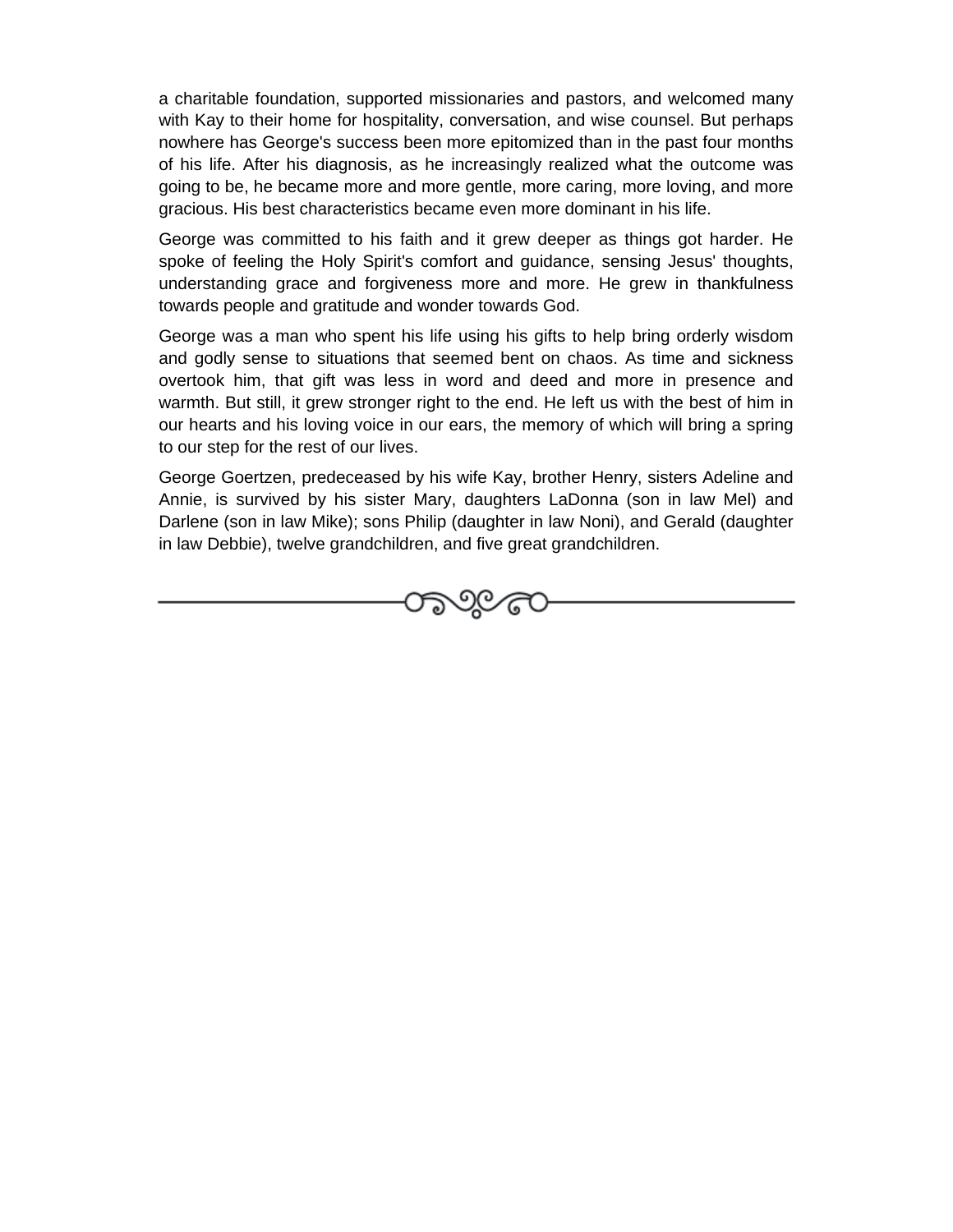a charitable foundation, supported missionaries and pastors, and welcomed many with Kay to their home for hospitality, conversation, and wise counsel. But perhaps nowhere has George's success been more epitomized than in the past four months of his life. After his diagnosis, as he increasingly realized what the outcome was going to be, he became more and more gentle, more caring, more loving, and more gracious. His best characteristics became even more dominant in his life.

George was committed to his faith and it grew deeper as things got harder. He spoke of feeling the Holy Spirit's comfort and guidance, sensing Jesus' thoughts, understanding grace and forgiveness more and more. He grew in thankfulness towards people and gratitude and wonder towards God.

George was a man who spent his life using his gifts to help bring orderly wisdom and godly sense to situations that seemed bent on chaos. As time and sickness overtook him, that gift was less in word and deed and more in presence and warmth. But still, it grew stronger right to the end. He left us with the best of him in our hearts and his loving voice in our ears, the memory of which will bring a spring to our step for the rest of our lives.

George Goertzen, predeceased by his wife Kay, brother Henry, sisters Adeline and Annie, is survived by his sister Mary, daughters LaDonna (son in law Mel) and Darlene (son in law Mike); sons Philip (daughter in law Noni), and Gerald (daughter in law Debbie), twelve grandchildren, and five great grandchildren.